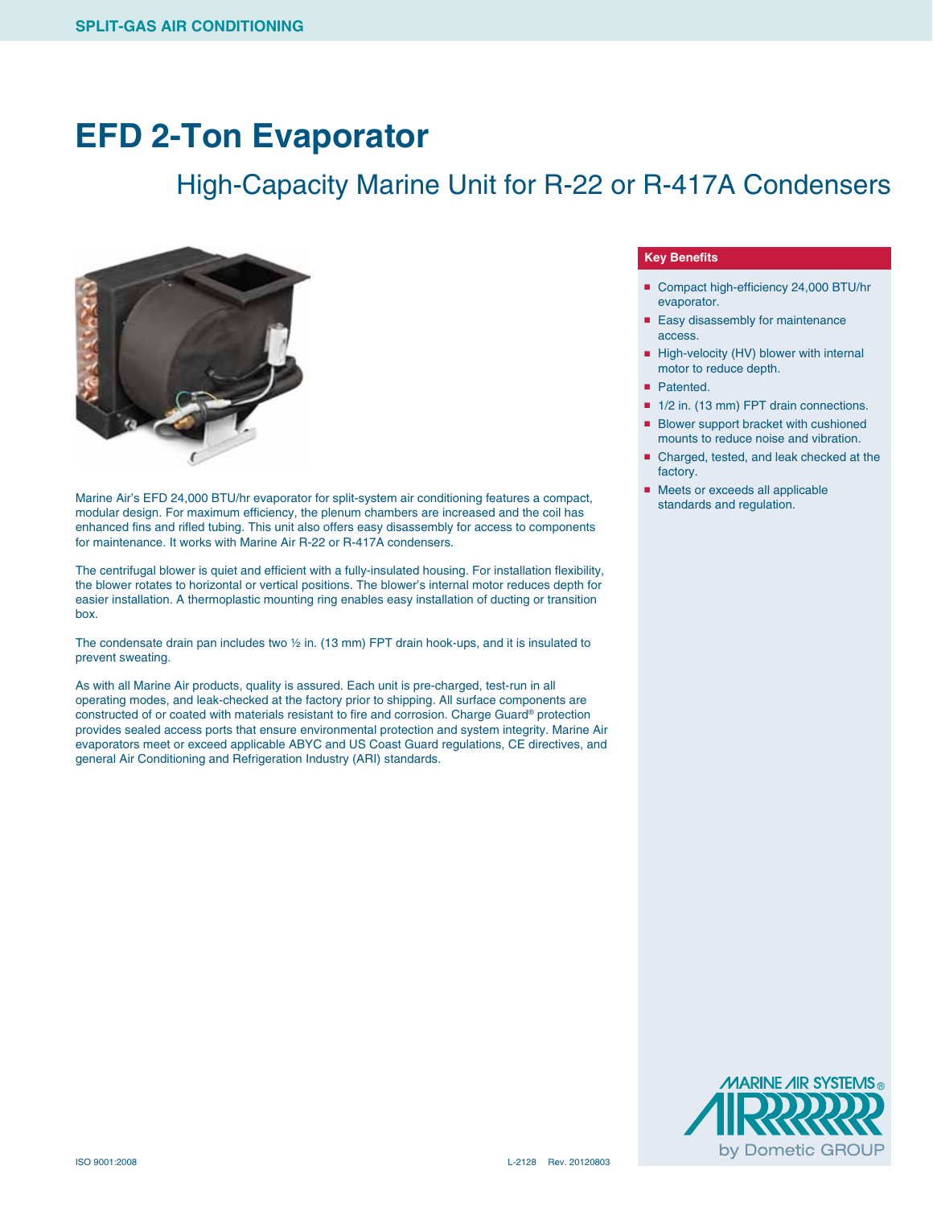# EFD 2-Ton Evaporator

## High-Capacity Marine Unit for R-22 or R-417A Condensers

Marine Air's EFD 24,000 BTU/hr evaporator for split-system air conditioning features a compact, modular design. For maximum efficiency, the plenum chambers are increased and the coil has enhanced fins and rifled tubing. This unit also offers easy disassembly for access to components for maintenance. It works with Marine Air R-22 or R-417A condensers.

The centrifugal blower is quiet and efficient with a fully-insulated housing. For installation flexibility, the blower rotates to horizontal or vertical positions. The blower's internal motor reduces depth for easier installation. A thermoplastic mounting ring enables easy installation of ducting or transition box.

The condensate drain pan includes two ½ in. (13 mm) FPT drain hook-ups, and it is insulated to prevent sweating.

As with all Marine Air products, quality is assured. Each unit is pre-charged, test-run in all operating modes, and leak-checked at the factory prior to shipping. All surface components are constructed of or coated with materials resistant to fire and corrosion. Charge Guard® protection provides sealed access ports that ensure environmental protection and system integrity. Marine Air evaporators meet or exceed applicable ABYC and US Coast Guard regulations, CE directives, and general Air Conditioning and Refrigeration Industry (ARI) standards.

### Key Benefits

- Compact high-efficiency 24,000 BTU/hr evaporator.
- Easy disassembly for maintenance access.
- High-velocity (HV) blower with internal motor to reduce depth.
- Patented.
- 1/2 in. (13 mm) FPT drain connections.
- Blower support bracket with cushioned mounts to reduce noise and vibration.
- Charged, tested, and leak checked at the factory.
- Meets or exceeds all applicable standards and regulation.

MARINE AIR SYSTEMS® by Dometic GROUP

ISO 9001:2008

L-2128 Rev. 20120803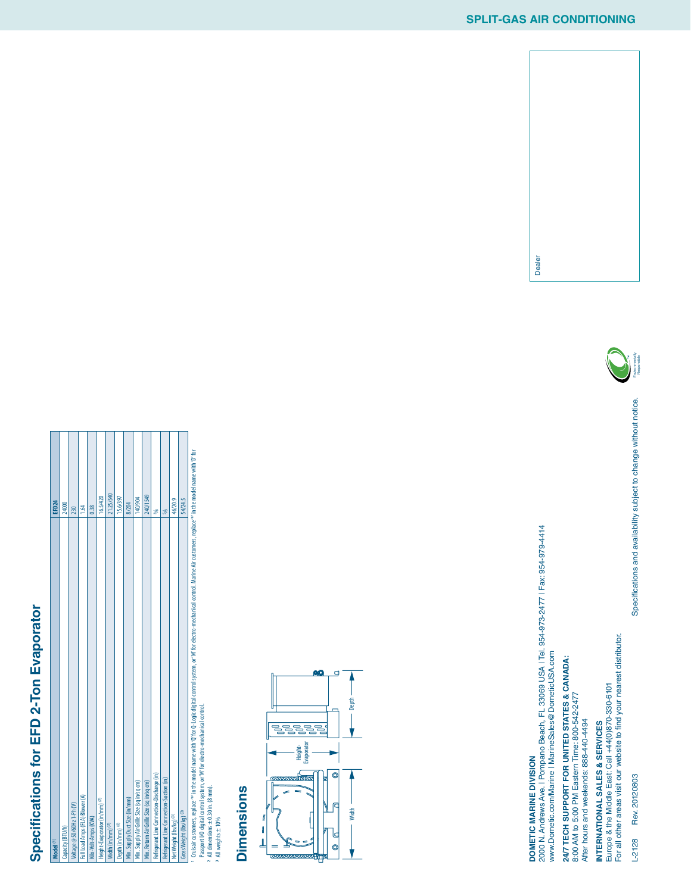# Specifications for EFD 2-Ton Evaporator

| Model [1] | EFD24 |
|---|---|
| Capacity (BTU/h) | 24000 |
| Voltage @ 50/60Hz 1-Ph (V) | 230 |
| Full Load Amps (FLA) Blower (A) | 1.64 |
| Kilo-Volt-Amps (KVA) | 0.38 |
| Height-Evaporator (in/mm) [2] | 16.5/420 |
| Width (in/mm) [2] | 21.25/540 |
| Depth (in/mm) [2] | 15.6/397 |
| Min. Supply Duct Size (in/mm) | 8/204 |
| Min. Supply Air Grille Size (sq in/sq cm) | 140/904 |
| Min. Return Air Grille Size (sq in/sq cm) | 240/1549 |
| Refrigerant Line Connection-Discharge (in) | ⅜ |
| Refrigerant Line Connection-Suction (in) | ⅝ |
| Net Weight (lbs/kg) [3] | 46/20.9 |
| Gross Weight (lbs/kg) [3] | 54/24.5 |

[1] Cruisair customers, replace '*' in the model name with 'Q' for Q-Logic digital control system, or 'M' for electro-mechanical control. Marine Air customers, replace '*' in the model name with 'D' for Passport I/O digital control system, or 'M' for electro-mechanical control.
[2] All dimensions ± 0.30 in. (8 mm).
[3] All weights ± 10%.

## Dimensions

Width
Height-Evaporator
Depth

Dealer

**DOMETIC MARINE DIVISION**
2000 N. Andrews Ave. | Pompano Beach, FL 33069 USA | Tel. 954-973-2477 | Fax: 954-979-4414
www.Dometic.com/Marine | MarineSales@DometicUSA.com

**24/7 TECH SUPPORT FOR UNITED STATES & CANADA:**
8:00 AM to 5:00 PM Eastern Time: 800-542-2477
After hours and weekends: 888-440-4494

**INTERNATIONAL SALES & SERVICES**
Europe & the Middle East: Call +44(0)870-330-6101
For all other areas visit our website to find your nearest distributor.

L-2128 Rev. 20120803

Specifications and availability subject to change without notice.